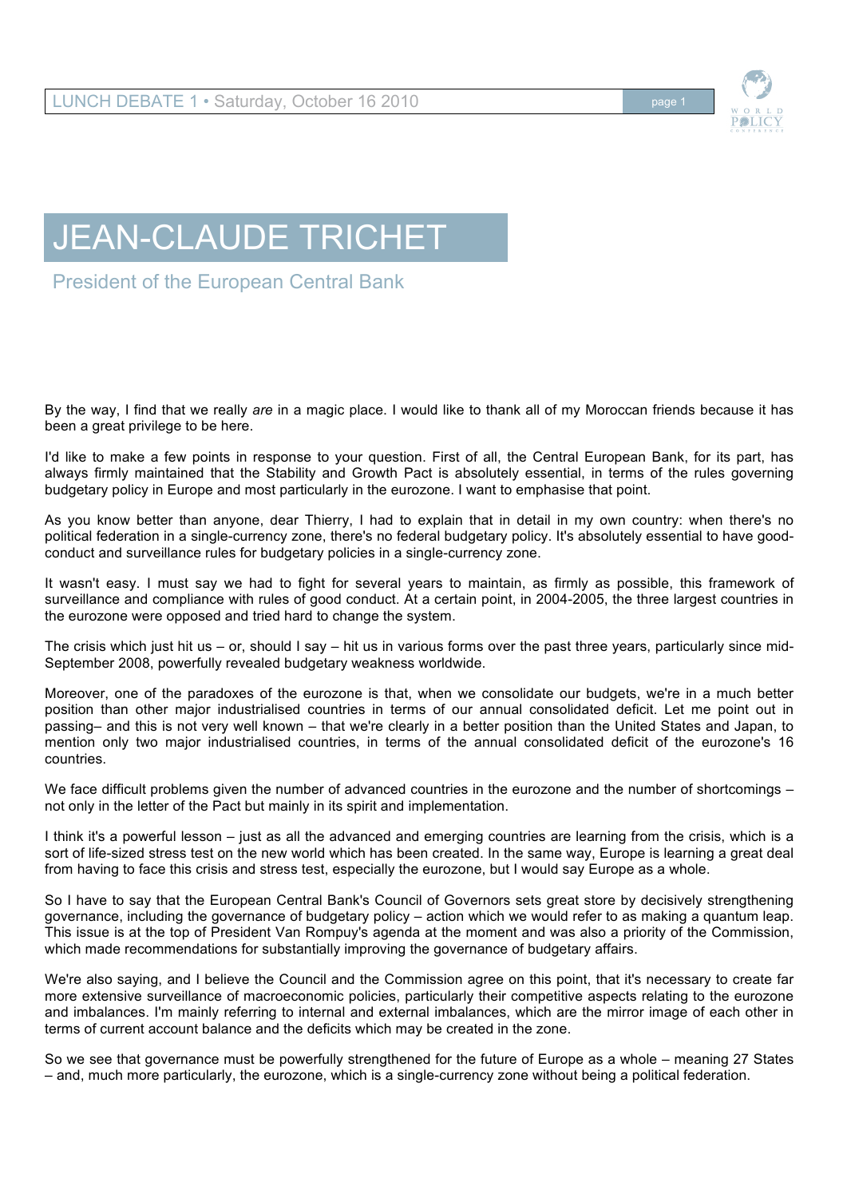# JEAN-CLAUDE TRICHET

## President of the European Central Bank

By the way, I find that we really *are* in a magic place. I would like to thank all of my Moroccan friends because it has been a great privilege to be here.

I'd like to make a few points in response to your question. First of all, the Central European Bank, for its part, has always firmly maintained that the Stability and Growth Pact is absolutely essential, in terms of the rules governing budgetary policy in Europe and most particularly in the eurozone. I want to emphasise that point.

As you know better than anyone, dear Thierry, I had to explain that in detail in my own country: when there's no political federation in a single-currency zone, there's no federal budgetary policy. It's absolutely essential to have good-conduct and surveillance rules for budgetary policies in a single-currency zone.

It wasn't easy. I must say we had to fight for several years to maintain, as firmly as possible, this framework of surveillance and compliance with rules of good conduct. At a certain point, in 2004-2005, the three largest countries in the eurozone were opposed and tried hard to change the system.

The crisis which just hit us – or, should I say – hit us in various forms over the past three years, particularly since mid-September 2008, powerfully revealed budgetary weakness worldwide.

Moreover, one of the paradoxes of the eurozone is that, when we consolidate our budgets, we're in a much better position than other major industrialised countries in terms of our annual consolidated deficit. Let me point out in passing– and this is not very well known – that we're clearly in a better position than the United States and Japan, to mention only two major industrialised countries, in terms of the annual consolidated deficit of the eurozone's 16 countries.

We face difficult problems given the number of advanced countries in the eurozone and the number of shortcomings – not only in the letter of the Pact but mainly in its spirit and implementation.

I think it's a powerful lesson – just as all the advanced and emerging countries are learning from the crisis, which is a sort of life-sized stress test on the new world which has been created. In the same way, Europe is learning a great deal from having to face this crisis and stress test, especially the eurozone, but I would say Europe as a whole.

So I have to say that the European Central Bank's Council of Governors sets great store by decisively strengthening governance, including the governance of budgetary policy – action which we would refer to as making a quantum leap. This issue is at the top of President Van Rompuy's agenda at the moment and was also a priority of the Commission, which made recommendations for substantially improving the governance of budgetary affairs.

We're also saying, and I believe the Council and the Commission agree on this point, that it's necessary to create far more extensive surveillance of macroeconomic policies, particularly their competitive aspects relating to the eurozone and imbalances. I'm mainly referring to internal and external imbalances, which are the mirror image of each other in terms of current account balance and the deficits which may be created in the zone.

So we see that governance must be powerfully strengthened for the future of Europe as a whole – meaning 27 States – and, much more particularly, the eurozone, which is a single-currency zone without being a political federation.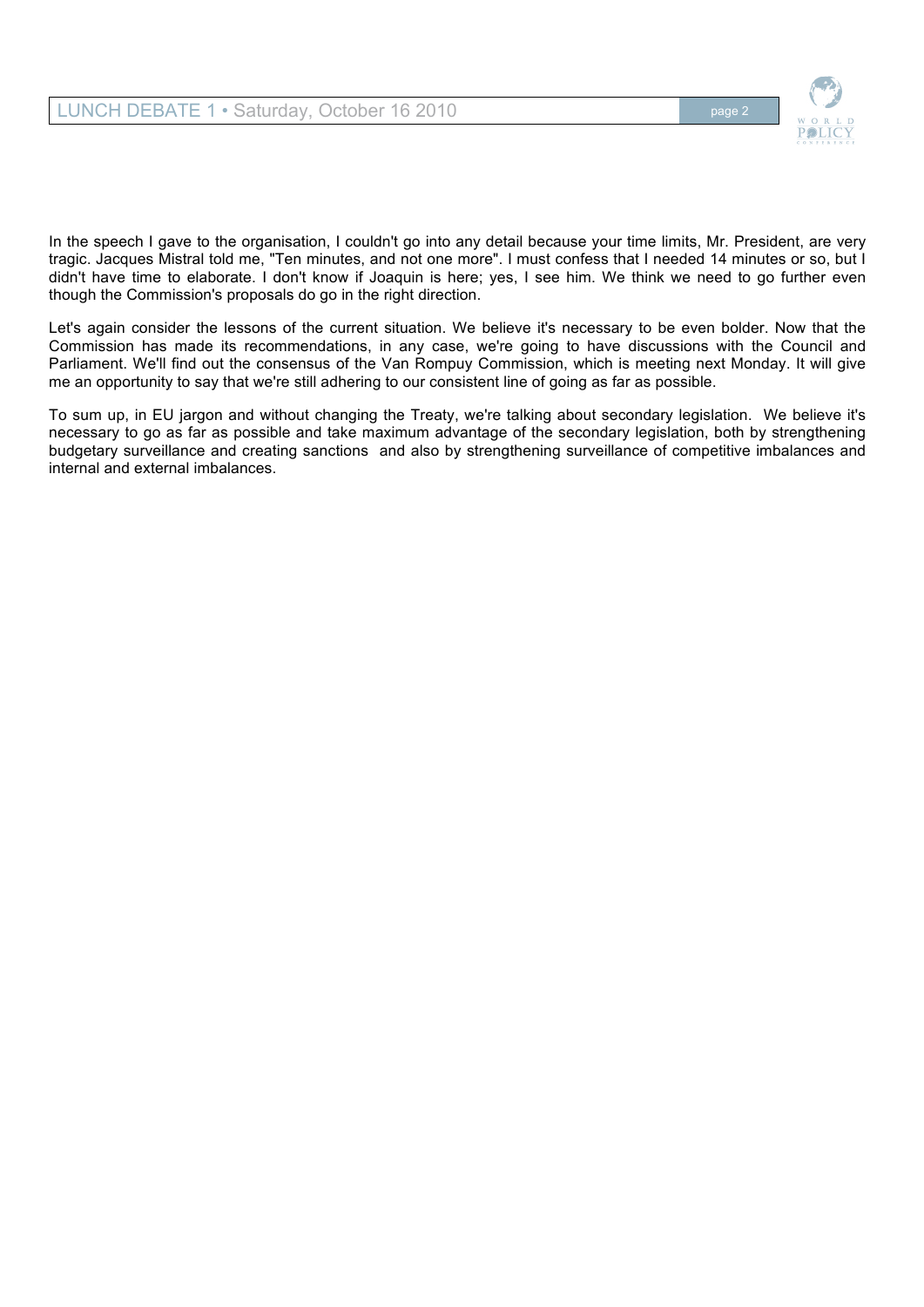In the speech I gave to the organisation, I couldn't go into any detail because your time limits, Mr. President, are very tragic. Jacques Mistral told me, "Ten minutes, and not one more". I must confess that I needed 14 minutes or so, but I didn't have time to elaborate. I don't know if Joaquin is here; yes, I see him. We think we need to go further even though the Commission's proposals do go in the right direction.

Let's again consider the lessons of the current situation. We believe it's necessary to be even bolder. Now that the Commission has made its recommendations, in any case, we're going to have discussions with the Council and Parliament. We'll find out the consensus of the Van Rompuy Commission, which is meeting next Monday. It will give me an opportunity to say that we're still adhering to our consistent line of going as far as possible.

To sum up, in EU jargon and without changing the Treaty, we're talking about secondary legislation. We believe it's necessary to go as far as possible and take maximum advantage of the secondary legislation, both by strengthening budgetary surveillance and creating sanctions and also by strengthening surveillance of competitive imbalances and internal and external imbalances.